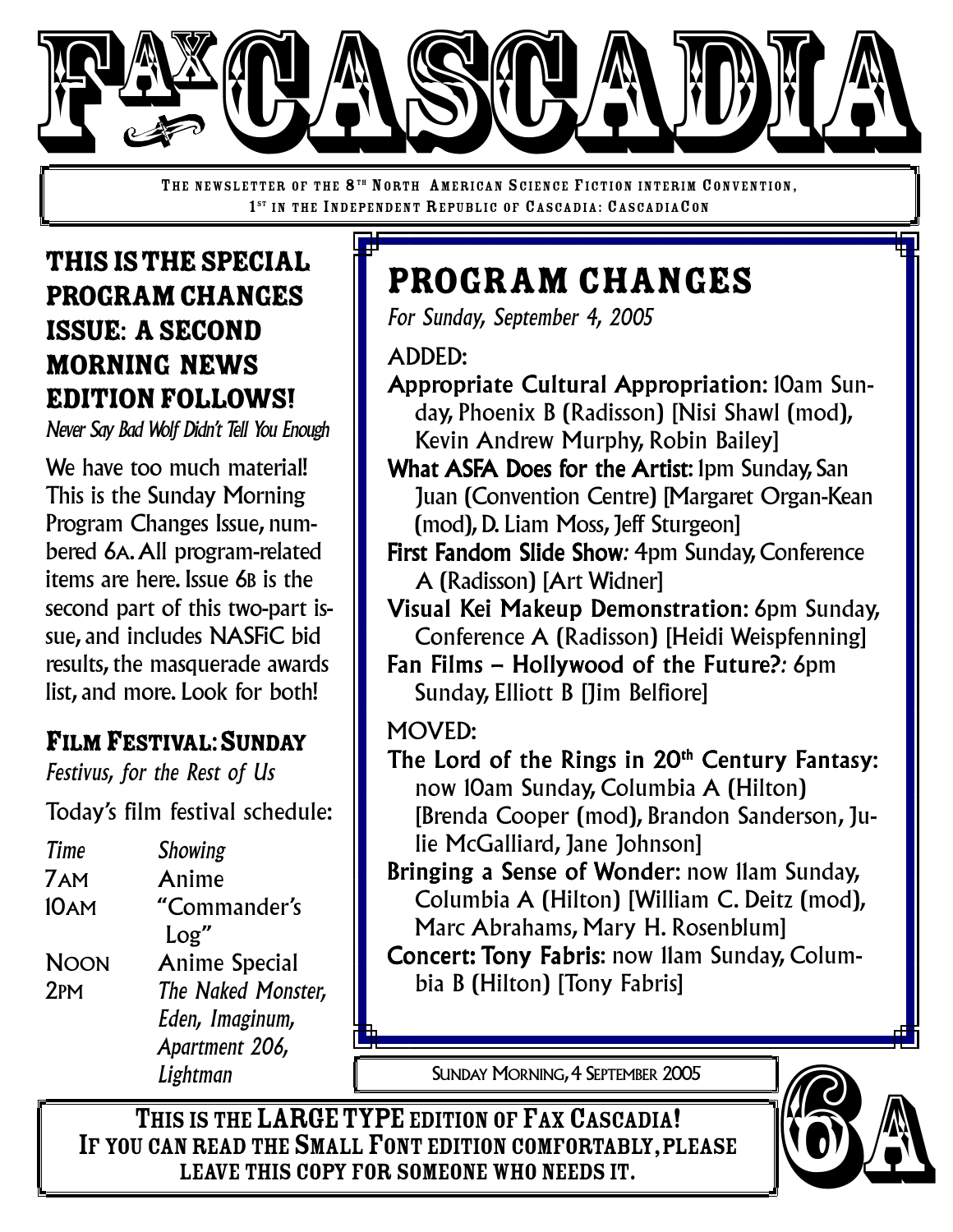# FAX CASCADIA

The newsletter of the 8th North American Science Fiction interim Convention, 1st in the Independent Republic of Cascadia: CascadiaCon

## This is the Special Program Changes Issue: A Second Morning News Edition Follows!

*Never Say Bad Wolf Didn't Tell You Enough*

We have too much material! This is the Sunday Morning Program Changes Issue, numbered 6A. All program-related items are here. Issue 6B is the second part of this two-part issue, and includes NASFiC bid results, the masquerade awards list, and more. Look for both!

## Film Festival: Sunday

*Festivus, for the Rest of Us*

Today's film festival schedule:

| *Time* | *Showing* |
| --- | --- |
| 7AM | Anime |
| 10AM | "Commander's Log" |
| NOON | Anime Special |
| 2PM | *The Naked Monster, Eden, Imaginum, Apartment 206, Lightman* |

## Program Changes

*For Sunday, September 4, 2005*

ADDED:

**Appropriate Cultural Appropriation:** 10am Sunday, Phoenix B (Radisson) [Nisi Shawl (mod), Kevin Andrew Murphy, Robin Bailey]

**What ASFA Does for the Artist:** 1pm Sunday, San Juan (Convention Centre) [Margaret Organ-Kean (mod), D. Liam Moss, Jeff Sturgeon]

**First Fandom Slide Show:** 4pm Sunday, Conference A (Radisson) [Art Widner]

**Visual Kei Makeup Demonstration:** 6pm Sunday, Conference A (Radisson) [Heidi Weispfenning]

**Fan Films – Hollywood of the Future?:** 6pm Sunday, Elliott B [Jim Belfiore]

MOVED:

**The Lord of the Rings in 20th Century Fantasy:** now 10am Sunday, Columbia A (Hilton) [Brenda Cooper (mod), Brandon Sanderson, Julie McGalliard, Jane Johnson]

**Bringing a Sense of Wonder:** now 11am Sunday, Columbia A (Hilton) [William C. Deitz (mod), Marc Abrahams, Mary H. Rosenblum]

**Concert: Tony Fabris:** now 11am Sunday, Columbia B (Hilton) [Tony Fabris]

Sunday Morning, 4 September 2005

6A

**This is the LARGE TYPE edition of Fax Cascadia! If you can read the Small Font edition comfortably, please leave this copy for someone who needs it.**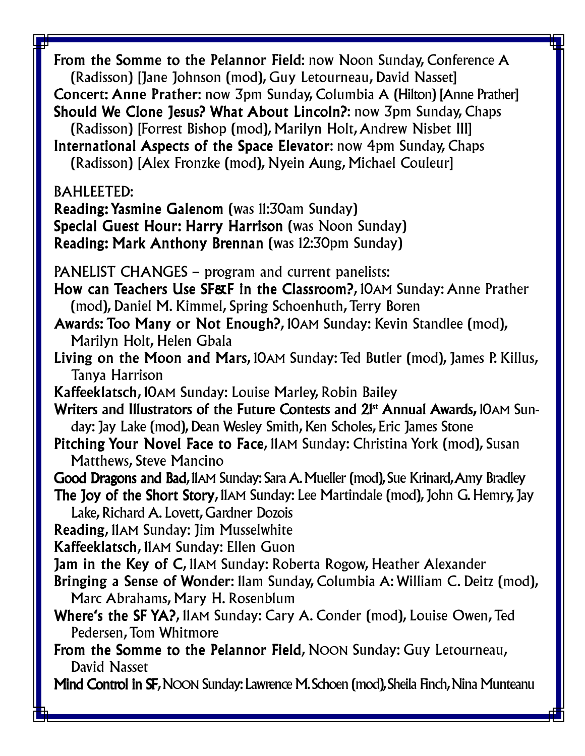**From the Somme to the Pelannor Field**: now Noon Sunday, Conference A (Radisson) [Jane Johnson (mod), Guy Letourneau, David Nasset]
**Concert: Anne Prather**: now 3pm Sunday, Columbia A (Hilton) [Anne Prather]
**Should We Clone Jesus? What About Lincoln?**: now 3pm Sunday, Chaps (Radisson) [Forrest Bishop (mod), Marilyn Holt, Andrew Nisbet III]
**International Aspects of the Space Elevator**: now 4pm Sunday, Chaps (Radisson) [Alex Fronzke (mod), Nyein Aung, Michael Couleur]

BAHLEETED:
**Reading: Yasmine Galenom** (was 11:30am Sunday)
**Special Guest Hour: Harry Harrison** (was Noon Sunday)
**Reading: Mark Anthony Brennan** (was 12:30pm Sunday)

PANELIST CHANGES – program and current panelists:
**How can Teachers Use SF&F in the Classroom?**, 10AM Sunday: Anne Prather (mod), Daniel M. Kimmel, Spring Schoenhuth, Terry Boren
**Awards: Too Many or Not Enough?**, 10AM Sunday: Kevin Standlee (mod), Marilyn Holt, Helen Gbala
**Living on the Moon and Mars**, 10AM Sunday: Ted Butler (mod), James P. Killus, Tanya Harrison
**Kaffeeklatsch**, 10AM Sunday: Louise Marley, Robin Bailey
**Writers and Illustrators of the Future Contests and 21st Annual Awards**, 10AM Sunday: Jay Lake (mod), Dean Wesley Smith, Ken Scholes, Eric James Stone
**Pitching Your Novel Face to Face**, 11AM Sunday: Christina York (mod), Susan Matthews, Steve Mancino
**Good Dragons and Bad**, 11AM Sunday: Sara A. Mueller (mod), Sue Krinard, Amy Bradley
**The Joy of the Short Story**, 11AM Sunday: Lee Martindale (mod), John G. Hemry, Jay Lake, Richard A. Lovett, Gardner Dozois
**Reading**, 11AM Sunday: Jim Musselwhite
**Kaffeeklatsch**, 11AM Sunday: Ellen Guon
**Jam in the Key of C**, 11AM Sunday: Roberta Rogow, Heather Alexander
**Bringing a Sense of Wonder**: 11am Sunday, Columbia A: William C. Deitz (mod), Marc Abrahams, Mary H. Rosenblum
**Where's the SF YA?**, 11AM Sunday: Cary A. Conder (mod), Louise Owen, Ted Pedersen, Tom Whitmore
**From the Somme to the Pelannor Field**, NOON Sunday: Guy Letourneau, David Nasset
**Mind Control in SF**, NOON Sunday: Lawrence M. Schoen (mod), Sheila Finch, Nina Munteanu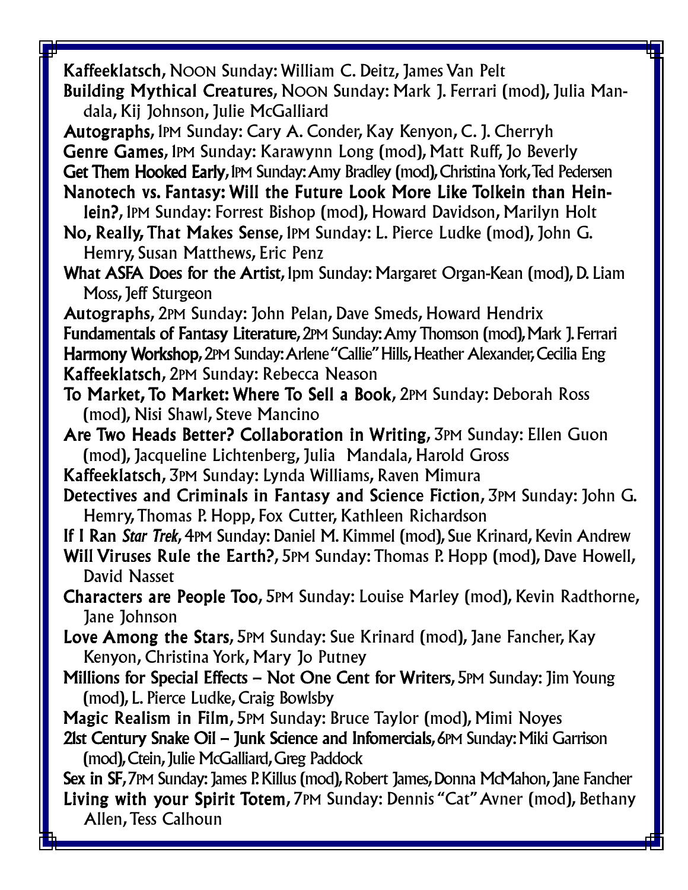**Kaffeeklatsch**, NOON Sunday: William C. Deitz, James Van Pelt

**Building Mythical Creatures**, NOON Sunday: Mark J. Ferrari (mod), Julia Mandala, Kij Johnson, Julie McGalliard

**Autographs**, 1PM Sunday: Cary A. Conder, Kay Kenyon, C. J. Cherryh

**Genre Games**, 1PM Sunday: Karawynn Long (mod), Matt Ruff, Jo Beverly

**Get Them Hooked Early**, 1PM Sunday: Amy Bradley (mod), Christina York, Ted Pedersen

**Nanotech vs. Fantasy: Will the Future Look More Like Tolkein than Heinlein?**, 1PM Sunday: Forrest Bishop (mod), Howard Davidson, Marilyn Holt

**No, Really, That Makes Sense**, 1PM Sunday: L. Pierce Ludke (mod), John G. Hemry, Susan Matthews, Eric Penz

**What ASFA Does for the Artist**, 1pm Sunday: Margaret Organ-Kean (mod), D. Liam Moss, Jeff Sturgeon

**Autographs**, 2PM Sunday: John Pelan, Dave Smeds, Howard Hendrix

**Fundamentals of Fantasy Literature**, 2PM Sunday: Amy Thomson (mod), Mark J. Ferrari

**Harmony Workshop**, 2PM Sunday: Arlene "Callie" Hills, Heather Alexander, Cecilia Eng

**Kaffeeklatsch**, 2PM Sunday: Rebecca Neason

**To Market, To Market: Where To Sell a Book**, 2PM Sunday: Deborah Ross (mod), Nisi Shawl, Steve Mancino

**Are Two Heads Better? Collaboration in Writing**, 3PM Sunday: Ellen Guon (mod), Jacqueline Lichtenberg, Julia Mandala, Harold Gross

**Kaffeeklatsch**, 3PM Sunday: Lynda Williams, Raven Mimura

**Detectives and Criminals in Fantasy and Science Fiction**, 3PM Sunday: John G. Hemry, Thomas P. Hopp, Fox Cutter, Kathleen Richardson

**If I Ran *Star Trek***, 4PM Sunday: Daniel M. Kimmel (mod), Sue Krinard, Kevin Andrew

**Will Viruses Rule the Earth?**, 5PM Sunday: Thomas P. Hopp (mod), Dave Howell, David Nasset

**Characters are People Too**, 5PM Sunday: Louise Marley (mod), Kevin Radthorne, Jane Johnson

**Love Among the Stars**, 5PM Sunday: Sue Krinard (mod), Jane Fancher, Kay Kenyon, Christina York, Mary Jo Putney

**Millions for Special Effects – Not One Cent for Writers**, 5PM Sunday: Jim Young (mod), L. Pierce Ludke, Craig Bowlsby

**Magic Realism in Film**, 5PM Sunday: Bruce Taylor (mod), Mimi Noyes

**21st Century Snake Oil – Junk Science and Infomercials**, 6PM Sunday: Miki Garrison (mod), Ctein, Julie McGalliard, Greg Paddock

**Sex in SF**, 7PM Sunday: James P. Killus (mod), Robert James, Donna McMahon, Jane Fancher

**Living with your Spirit Totem**, 7PM Sunday: Dennis "Cat" Avner (mod), Bethany Allen, Tess Calhoun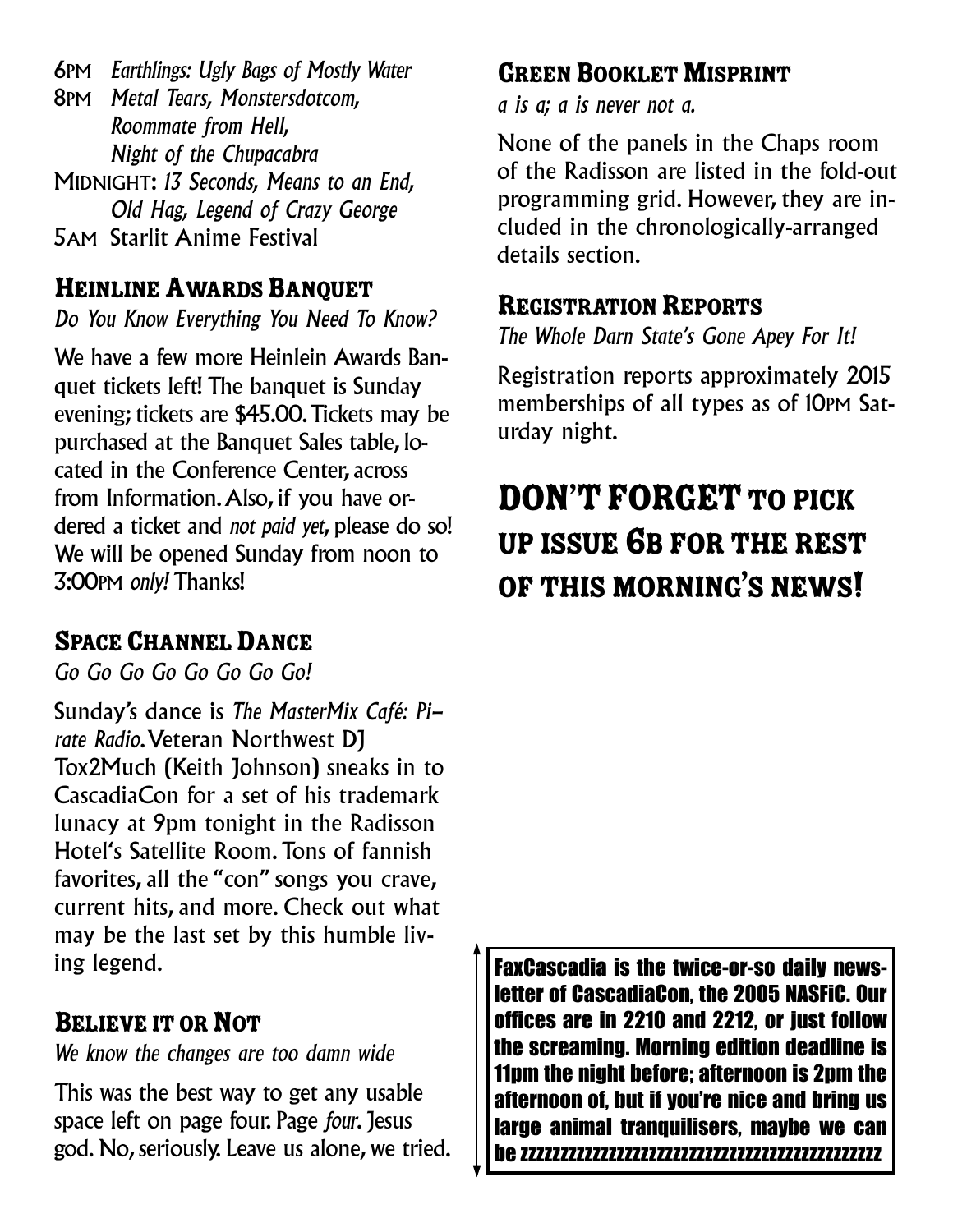6pm *Earthlings: Ugly Bags of Mostly Water*
8pm *Metal Tears, Monstersdotcom, Roommate from Hell, Night of the Chupacabra*
Midnight: *13 Seconds, Means to an End, Old Hag, Legend of Crazy George*
5am Starlit Anime Festival

## Heinline Awards Banquet

*Do You Know Everything You Need To Know?*

We have a few more Heinlein Awards Banquet tickets left! The banquet is Sunday evening; tickets are $45.00. Tickets may be purchased at the Banquet Sales table, located in the Conference Center, across from Information. Also, if you have ordered a ticket and *not paid yet*, please do so! We will be opened Sunday from noon to 3:00pm *only!* Thanks!

## Space Channel Dance

*Go Go Go Go Go Go Go Go!*

Sunday's dance is *The MasterMix Café: Pirate Radio.* Veteran Northwest DJ Tox2Much (Keith Johnson) sneaks in to CascadiaCon for a set of his trademark lunacy at 9pm tonight in the Radisson Hotel's Satellite Room. Tons of fannish favorites, all the "con" songs you crave, current hits, and more. Check out what may be the last set by this humble living legend.

## Believe it or Not

*We know the changes are too damn wide*

This was the best way to get any usable space left on page four. Page *four*. Jesus god. No, seriously. Leave us alone, we tried.

## Green Booklet Misprint

*a is a; a is never not a.*

None of the panels in the Chaps room of the Radisson are listed in the fold-out programming grid. However, they are included in the chronologically-arranged details section.

## Registration Reports

*The Whole Darn State's Gone Apey For It!*

Registration reports approximately 2015 memberships of all types as of 10pm Saturday night.

# DON'T FORGET to pick up issue 6b for the rest of this morning's news!

**FaxCascadia is the twice-or-so daily newsletter of CascadiaCon, the 2005 NASFiC. Our offices are in 2210 and 2212, or just follow the screaming. Morning edition deadline is 11pm the night before; afternoon is 2pm the afternoon of, but if you're nice and bring us large animal tranquilisers, maybe we can be zzzzzzzzzzzzzzzzzzzzzzzzzzzzzzzzzzzzzzzzzzzz**